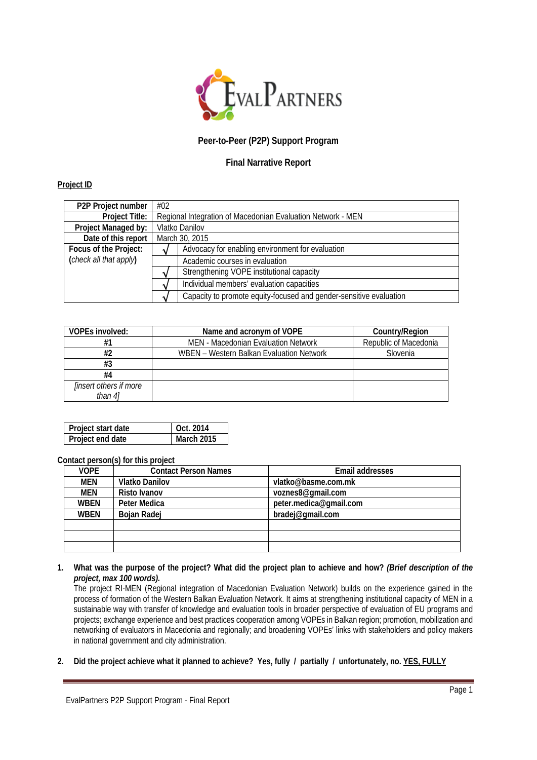**Peer-to-Peer (P2P) Support Program**

**Final Narrative Report**

**Project ID**

| **P2P Project number** | #02 | |
|---|---|---|
| **Project Title:** | Regional Integration of Macedonian Evaluation Network - MEN | |
| **Project Managed by:** | Vlatko Danilov | |
| **Date of this report** | March 30, 2015 | |
| **Focus of the Project:** (*check all that apply*) | √ | Advocacy for enabling environment for evaluation |
| | | Academic courses in evaluation |
| | √ | Strengthening VOPE institutional capacity |
| | √ | Individual members' evaluation capacities |
| | √ | Capacity to promote equity-focused and gender-sensitive evaluation |

| **VOPEs involved:** | **Name and acronym of VOPE** | **Country/Region** |
|---|---|---|
| **#1** | MEN - Macedonian Evaluation Network | Republic of Macedonia |
| **#2** | WBEN – Western Balkan Evaluation Network | Slovenia |
| **#3** | | |
| **#4** | | |
| *[insert others if more than 4]* | | |

| **Project start date** | **Oct. 2014** |
|---|---|
| **Project end date** | **March 2015** |

**Contact person(s) for this project**

| **VOPE** | **Contact Person Names** | **Email addresses** |
|---|---|---|
| **MEN** | **Vlatko Danilov** | **vlatko@basme.com.mk** |
| **MEN** | **Risto Ivanov** | **voznes8@gmail.com** |
| **WBEN** | **Peter Medica** | **peter.medica@gmail.com** |
| **WBEN** | **Bojan Radej** | **bradej@gmail.com** |
| | | |
| | | |
| | | |

1. **What was the purpose of the project? What did the project plan to achieve and how? *(Brief description of the project, max 100 words).***
   The project RI-MEN (Regional integration of Macedonian Evaluation Network) builds on the experience gained in the process of formation of the Western Balkan Evaluation Network. It aims at strengthening institutional capacity of MEN in a sustainable way with transfer of knowledge and evaluation tools in broader perspective of evaluation of EU programs and projects; exchange experience and best practices cooperation among VOPEs in Balkan region; promotion, mobilization and networking of evaluators in Macedonia and regionally; and broadening VOPEs' links with stakeholders and policy makers in national government and city administration.

2. **Did the project achieve what it planned to achieve? Yes, fully / partially / unfortunately, no.** <u>**YES, FULLY**</u>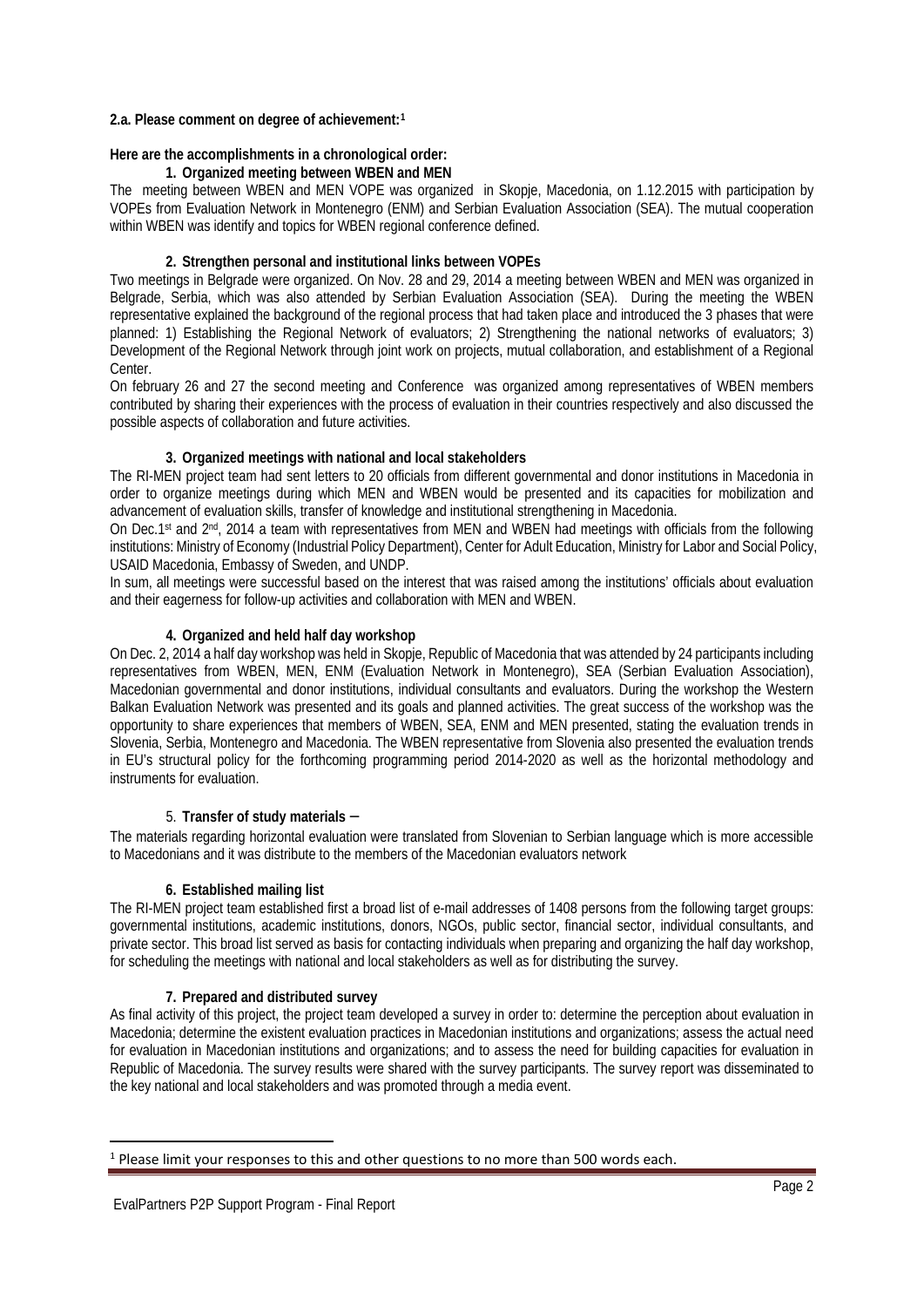**2.a. Please comment on degree of achievement:**[1]

**Here are the accomplishments in a chronological order:**

**1. Organized meeting between WBEN and MEN**

The meeting between WBEN and MEN VOPE was organized in Skopje, Macedonia, on 1.12.2015 with participation by VOPEs from Evaluation Network in Montenegro (ENM) and Serbian Evaluation Association (SEA). The mutual cooperation within WBEN was identify and topics for WBEN regional conference defined.

**2. Strengthen personal and institutional links between VOPEs**

Two meetings in Belgrade were organized. On Nov. 28 and 29, 2014 a meeting between WBEN and MEN was organized in Belgrade, Serbia, which was also attended by Serbian Evaluation Association (SEA). During the meeting the WBEN representative explained the background of the regional process that had taken place and introduced the 3 phases that were planned: 1) Establishing the Regional Network of evaluators; 2) Strengthening the national networks of evaluators; 3) Development of the Regional Network through joint work on projects, mutual collaboration, and establishment of a Regional Center.

On february 26 and 27 the second meeting and Conference was organized among representatives of WBEN members contributed by sharing their experiences with the process of evaluation in their countries respectively and also discussed the possible aspects of collaboration and future activities.

**3. Organized meetings with national and local stakeholders**

The RI-MEN project team had sent letters to 20 officials from different governmental and donor institutions in Macedonia in order to organize meetings during which MEN and WBEN would be presented and its capacities for mobilization and advancement of evaluation skills, transfer of knowledge and institutional strengthening in Macedonia.

On Dec.1st and 2nd, 2014 a team with representatives from MEN and WBEN had meetings with officials from the following institutions: Ministry of Economy (Industrial Policy Department), Center for Adult Education, Ministry for Labor and Social Policy, USAID Macedonia, Embassy of Sweden, and UNDP.

In sum, all meetings were successful based on the interest that was raised among the institutions' officials about evaluation and their eagerness for follow-up activities and collaboration with MEN and WBEN.

**4. Organized and held half day workshop**

On Dec. 2, 2014 a half day workshop was held in Skopje, Republic of Macedonia that was attended by 24 participants including representatives from WBEN, MEN, ENM (Evaluation Network in Montenegro), SEA (Serbian Evaluation Association), Macedonian governmental and donor institutions, individual consultants and evaluators. During the workshop the Western Balkan Evaluation Network was presented and its goals and planned activities. The great success of the workshop was the opportunity to share experiences that members of WBEN, SEA, ENM and MEN presented, stating the evaluation trends in Slovenia, Serbia, Montenegro and Macedonia. The WBEN representative from Slovenia also presented the evaluation trends in EU's structural policy for the forthcoming programming period 2014-2020 as well as the horizontal methodology and instruments for evaluation.

5. **Transfer of study materials –**

The materials regarding horizontal evaluation were translated from Slovenian to Serbian language which is more accessible to Macedonians and it was distribute to the members of the Macedonian evaluators network

**6. Established mailing list**

The RI-MEN project team established first a broad list of e-mail addresses of 1408 persons from the following target groups: governmental institutions, academic institutions, donors, NGOs, public sector, financial sector, individual consultants, and private sector. This broad list served as basis for contacting individuals when preparing and organizing the half day workshop, for scheduling the meetings with national and local stakeholders as well as for distributing the survey.

**7. Prepared and distributed survey**

As final activity of this project, the project team developed a survey in order to: determine the perception about evaluation in Macedonia; determine the existent evaluation practices in Macedonian institutions and organizations; assess the actual need for evaluation in Macedonian institutions and organizations; and to assess the need for building capacities for evaluation in Republic of Macedonia. The survey results were shared with the survey participants. The survey report was disseminated to the key national and local stakeholders and was promoted through a media event.

---

[1] Please limit your responses to this and other questions to no more than 500 words each.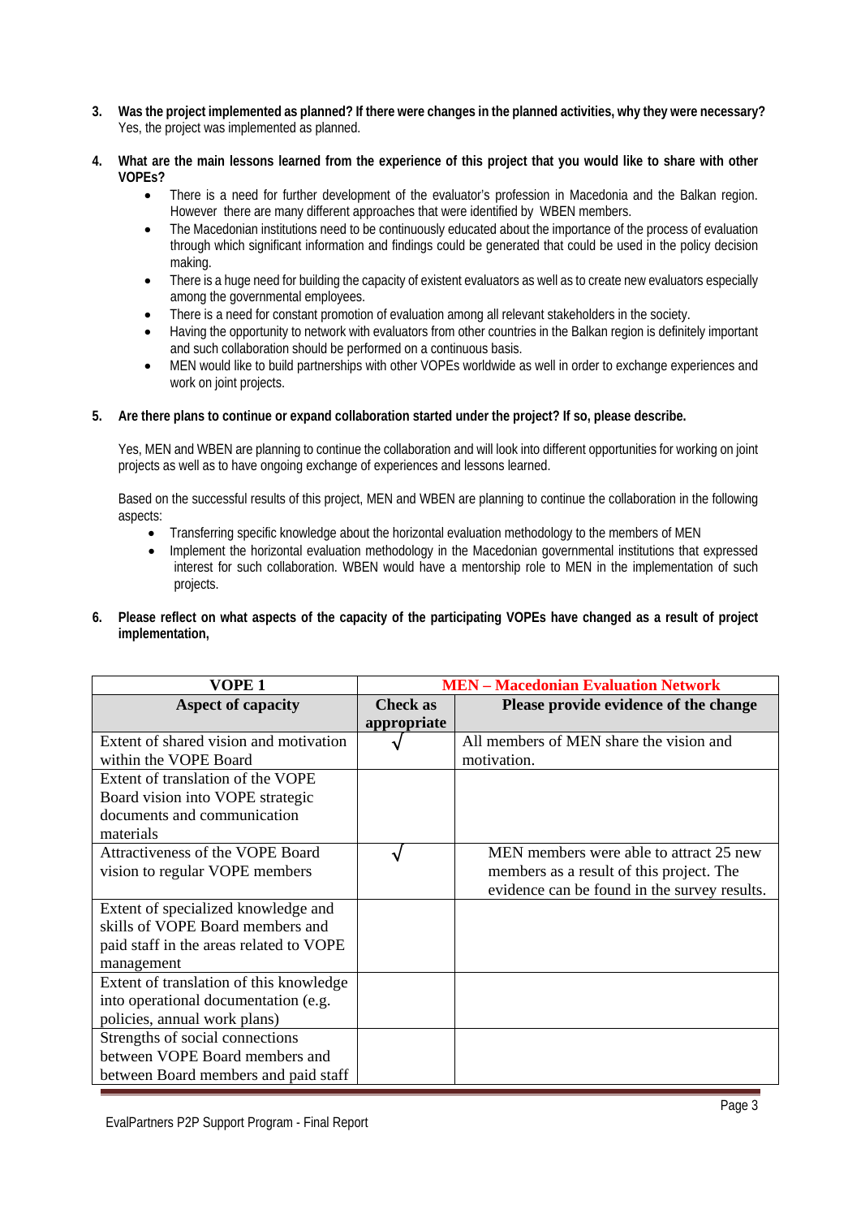3. **Was the project implemented as planned? If there were changes in the planned activities, why they were necessary?**
   Yes, the project was implemented as planned.

4. **What are the main lessons learned from the experience of this project that you would like to share with other VOPEs?**
   - There is a need for further development of the evaluator's profession in Macedonia and the Balkan region. However there are many different approaches that were identified by WBEN members.
   - The Macedonian institutions need to be continuously educated about the importance of the process of evaluation through which significant information and findings could be generated that could be used in the policy decision making.
   - There is a huge need for building the capacity of existent evaluators as well as to create new evaluators especially among the governmental employees.
   - There is a need for constant promotion of evaluation among all relevant stakeholders in the society.
   - Having the opportunity to network with evaluators from other countries in the Balkan region is definitely important and such collaboration should be performed on a continuous basis.
   - MEN would like to build partnerships with other VOPEs worldwide as well in order to exchange experiences and work on joint projects.

5. **Are there plans to continue or expand collaboration started under the project? If so, please describe.**

   Yes, MEN and WBEN are planning to continue the collaboration and will look into different opportunities for working on joint projects as well as to have ongoing exchange of experiences and lessons learned.

   Based on the successful results of this project, MEN and WBEN are planning to continue the collaboration in the following aspects:
   - Transferring specific knowledge about the horizontal evaluation methodology to the members of MEN
   - Implement the horizontal evaluation methodology in the Macedonian governmental institutions that expressed interest for such collaboration. WBEN would have a mentorship role to MEN in the implementation of such projects.

6. **Please reflect on what aspects of the capacity of the participating VOPEs have changed as a result of project implementation,**

| VOPE 1 | MEN – Macedonian Evaluation Network | |
|---|---|---|
| **Aspect of capacity** | **Check as appropriate** | **Please provide evidence of the change** |
| Extent of shared vision and motivation within the VOPE Board | √ | All members of MEN share the vision and motivation. |
| Extent of translation of the VOPE Board vision into VOPE strategic documents and communication materials | | |
| Attractiveness of the VOPE Board vision to regular VOPE members | √ | MEN members were able to attract 25 new members as a result of this project. The evidence can be found in the survey results. |
| Extent of specialized knowledge and skills of VOPE Board members and paid staff in the areas related to VOPE management | | |
| Extent of translation of this knowledge into operational documentation (e.g. policies, annual work plans) | | |
| Strengths of social connections between VOPE Board members and between Board members and paid staff | | |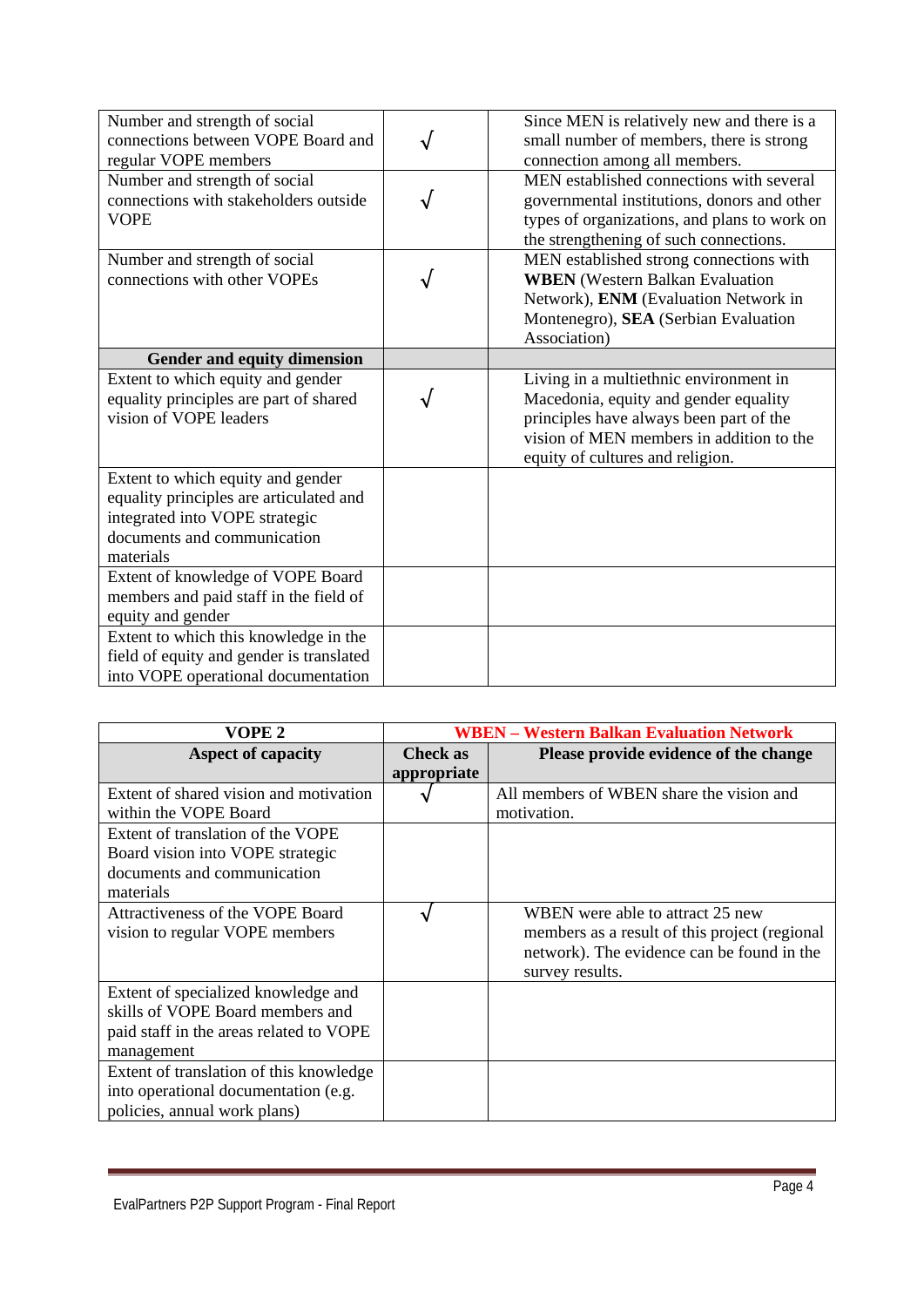| | | |
|---|---|---|
| Number and strength of social connections between VOPE Board and regular VOPE members | √ | Since MEN is relatively new and there is a small number of members, there is strong connection among all members. |
| Number and strength of social connections with stakeholders outside VOPE | √ | MEN established connections with several governmental institutions, donors and other types of organizations, and plans to work on the strengthening of such connections. |
| Number and strength of social connections with other VOPEs | √ | MEN established strong connections with **WBEN** (Western Balkan Evaluation Network), **ENM** (Evaluation Network in Montenegro), **SEA** (Serbian Evaluation Association) |
| **Gender and equity dimension** | | |
| Extent to which equity and gender equality principles are part of shared vision of VOPE leaders | √ | Living in a multiethnic environment in Macedonia, equity and gender equality principles have always been part of the vision of MEN members in addition to the equity of cultures and religion. |
| Extent to which equity and gender equality principles are articulated and integrated into VOPE strategic documents and communication materials | | |
| Extent of knowledge of VOPE Board members and paid staff in the field of equity and gender | | |
| Extent to which this knowledge in the field of equity and gender is translated into VOPE operational documentation | | |

| VOPE 2 | WBEN – Western Balkan Evaluation Network | |
|---|---|---|
| **Aspect of capacity** | **Check as appropriate** | **Please provide evidence of the change** |
| Extent of shared vision and motivation within the VOPE Board | √ | All members of WBEN share the vision and motivation. |
| Extent of translation of the VOPE Board vision into VOPE strategic documents and communication materials | | |
| Attractiveness of the VOPE Board vision to regular VOPE members | √ | WBEN were able to attract 25 new members as a result of this project (regional network). The evidence can be found in the survey results. |
| Extent of specialized knowledge and skills of VOPE Board members and paid staff in the areas related to VOPE management | | |
| Extent of translation of this knowledge into operational documentation (e.g. policies, annual work plans) | | |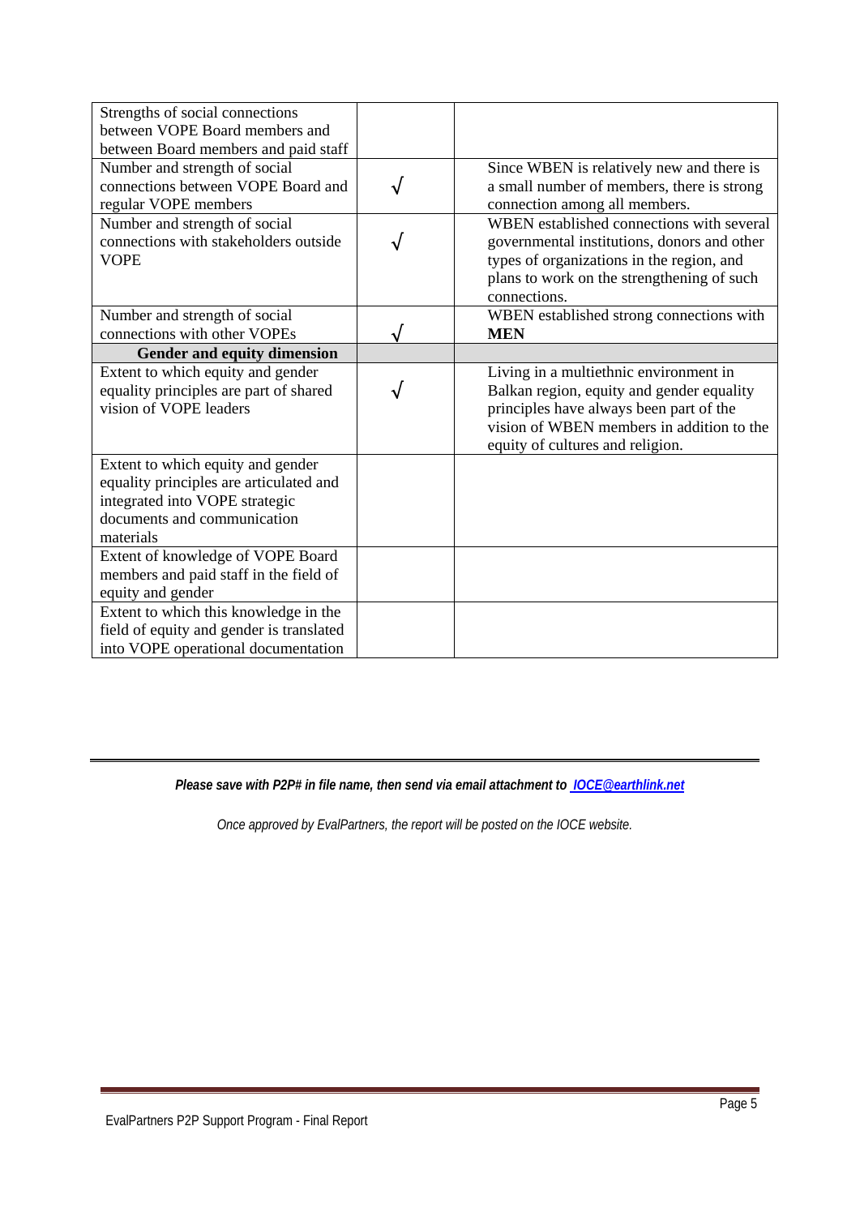| | | |
|---|---|---|
| Strengths of social connections between VOPE Board members and between Board members and paid staff | | |
| Number and strength of social connections between VOPE Board and regular VOPE members | √ | Since WBEN is relatively new and there is a small number of members, there is strong connection among all members. |
| Number and strength of social connections with stakeholders outside VOPE | √ | WBEN established connections with several governmental institutions, donors and other types of organizations in the region, and plans to work on the strengthening of such connections. |
| Number and strength of social connections with other VOPEs | √ | WBEN established strong connections with **MEN** |
| **Gender and equity dimension** | | |
| Extent to which equity and gender equality principles are part of shared vision of VOPE leaders | √ | Living in a multiethnic environment in Balkan region, equity and gender equality principles have always been part of the vision of WBEN members in addition to the equity of cultures and religion. |
| Extent to which equity and gender equality principles are articulated and integrated into VOPE strategic documents and communication materials | | |
| Extent of knowledge of VOPE Board members and paid staff in the field of equity and gender | | |
| Extent to which this knowledge in the field of equity and gender is translated into VOPE operational documentation | | |

***Please save with P2P# in file name, then send via email attachment to [IOCE@earthlink.net](mailto:IOCE@earthlink.net)***

*Once approved by EvalPartners, the report will be posted on the IOCE website.*